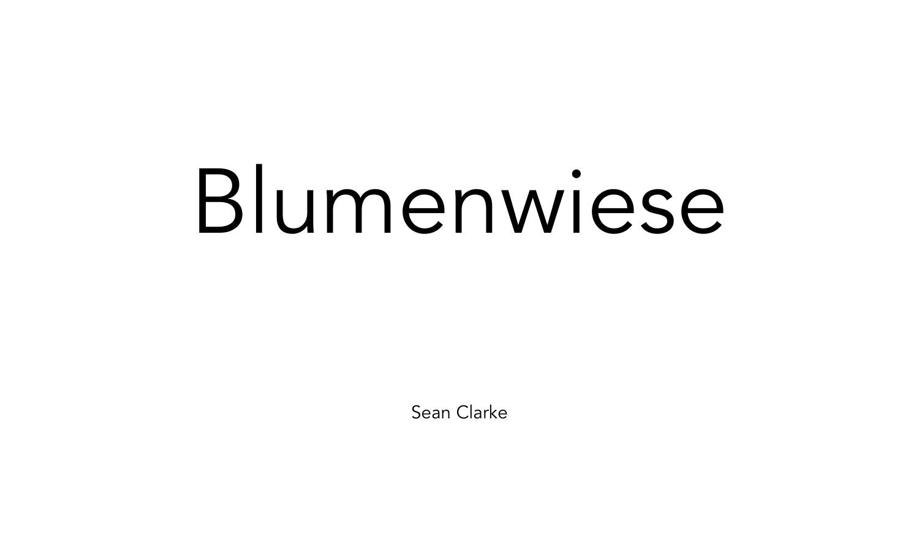# Blumenwiese

Sean Clarke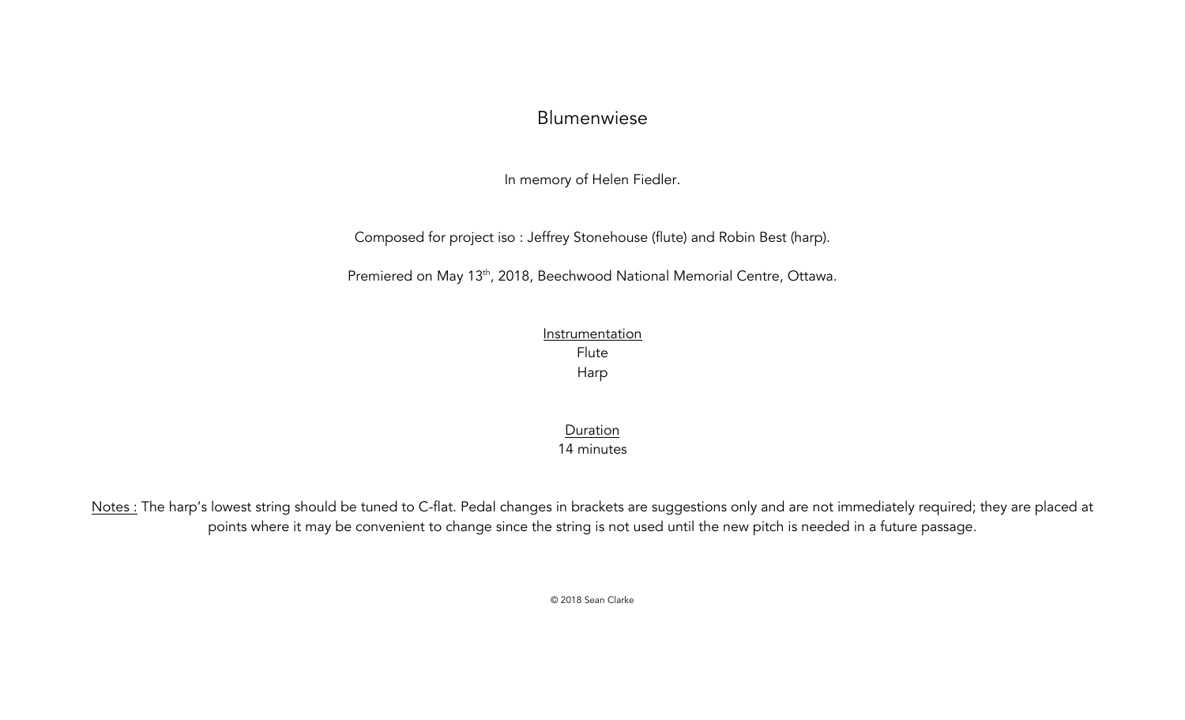# Blumenwiese

In memory of Helen Fiedler.

Composed for project iso : Jeffrey Stonehouse (flute) and Robin Best (harp).

Premiered on May 13th, 2018, Beechwood National Memorial Centre, Ottawa.

<u>Instrumentation</u>
Flute
Harp

<u>Duration</u>
14 minutes

<u>Notes :</u> The harp's lowest string should be tuned to C-flat. Pedal changes in brackets are suggestions only and are not immediately required; they are placed at points where it may be convenient to change since the string is not used until the new pitch is needed in a future passage.

© 2018 Sean Clarke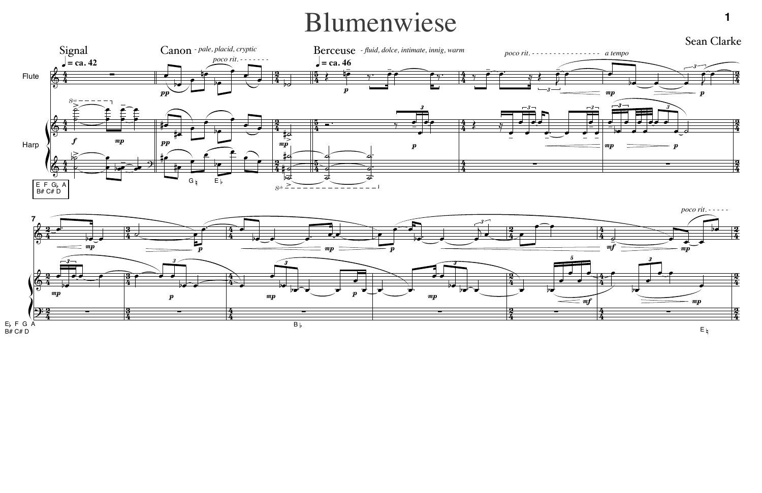# Blumenwiese

Sean Clarke

Signal

♩ = ca. 42

Canon - *pale, placid, cryptic*

*poco rit.*

Berceuse - *fluid, dolce, intimate, innig, warm*

♩ = ca. 46

*poco rit.* *a tempo*

Flute

Harp

E F G♭ A
B# C# D

G♮ E♭

E♭ F G A
B# C# D

B♭

E♮

*poco rit.*